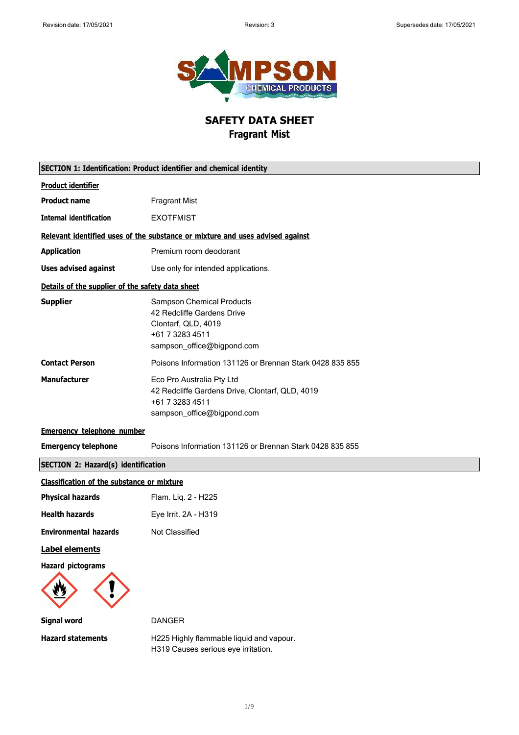# SAFETY DATA SHEET
## Fragrant Mist

### SECTION 1: Identification: Product identifier and chemical identity

**Product identifier**

| | |
|---|---|
| **Product name** | Fragrant Mist |
| **Internal identification** | EXOTFMIST |

**Relevant identified uses of the substance or mixture and uses advised against**

| | |
|---|---|
| **Application** | Premium room deodorant |
| **Uses advised against** | Use only for intended applications. |

**Details of the supplier of the safety data sheet**

| | |
|---|---|
| **Supplier** | Sampson Chemical Products<br>42 Redcliffe Gardens Drive<br>Clontarf, QLD, 4019<br>+61 7 3283 4511<br>sampson_office@bigpond.com |
| **Contact Person** | Poisons Information 131126 or Brennan Stark 0428 835 855 |
| **Manufacturer** | Eco Pro Australia Pty Ltd<br>42 Redcliffe Gardens Drive, Clontarf, QLD, 4019<br>+61 7 3283 4511<br>sampson_office@bigpond.com |

**Emergency telephone number**

| | |
|---|---|
| **Emergency telephone** | Poisons Information 131126 or Brennan Stark 0428 835 855 |

### SECTION 2: Hazard(s) identification

**Classification of the substance or mixture**

| | |
|---|---|
| **Physical hazards** | Flam. Liq. 2 - H225 |
| **Health hazards** | Eye Irrit. 2A - H319 |
| **Environmental hazards** | Not Classified |

**Label elements**

**Hazard pictograms**

| | |
|---|---|
| **Signal word** | DANGER |
| **Hazard statements** | H225 Highly flammable liquid and vapour.<br>H319 Causes serious eye irritation. |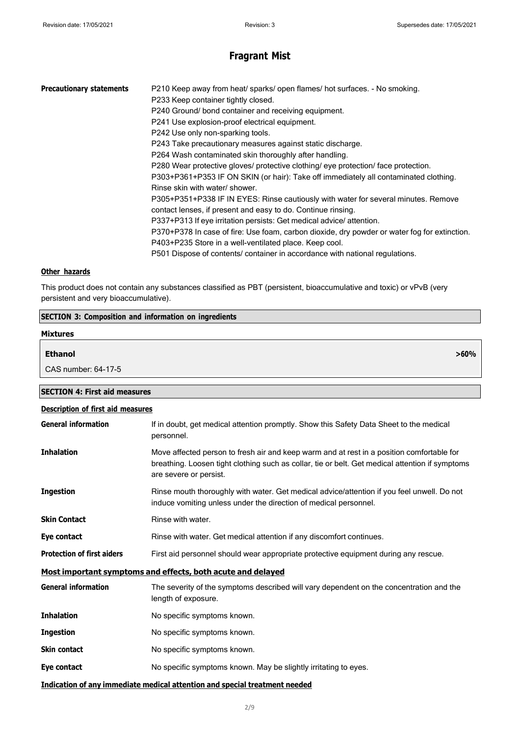# Fragrant Mist

| | |
|---|---|
| **Precautionary statements** | P210 Keep away from heat/ sparks/ open flames/ hot surfaces. - No smoking.<br>P233 Keep container tightly closed.<br>P240 Ground/ bond container and receiving equipment.<br>P241 Use explosion-proof electrical equipment.<br>P242 Use only non-sparking tools.<br>P243 Take precautionary measures against static discharge.<br>P264 Wash contaminated skin thoroughly after handling.<br>P280 Wear protective gloves/ protective clothing/ eye protection/ face protection.<br>P303+P361+P353 IF ON SKIN (or hair): Take off immediately all contaminated clothing. Rinse skin with water/ shower.<br>P305+P351+P338 IF IN EYES: Rinse cautiously with water for several minutes. Remove contact lenses, if present and easy to do. Continue rinsing.<br>P337+P313 If eye irritation persists: Get medical advice/ attention.<br>P370+P378 In case of fire: Use foam, carbon dioxide, dry powder or water fog for extinction.<br>P403+P235 Store in a well-ventilated place. Keep cool.<br>P501 Dispose of contents/ container in accordance with national regulations. |

### Other hazards

This product does not contain any substances classified as PBT (persistent, bioaccumulative and toxic) or vPvB (very persistent and very bioaccumulative).

## SECTION 3: Composition and information on ingredients

### Mixtures

| **Ethanol** | **>60%** |
|---|---|
| CAS number: 64-17-5 | |

## SECTION 4: First aid measures

### Description of first aid measures

| | |
|---|---|
| **General information** | If in doubt, get medical attention promptly. Show this Safety Data Sheet to the medical personnel. |
| **Inhalation** | Move affected person to fresh air and keep warm and at rest in a position comfortable for breathing. Loosen tight clothing such as collar, tie or belt. Get medical attention if symptoms are severe or persist. |
| **Ingestion** | Rinse mouth thoroughly with water. Get medical advice/attention if you feel unwell. Do not induce vomiting unless under the direction of medical personnel. |
| **Skin Contact** | Rinse with water. |
| **Eye contact** | Rinse with water. Get medical attention if any discomfort continues. |
| **Protection of first aiders** | First aid personnel should wear appropriate protective equipment during any rescue. |

### Most important symptoms and effects, both acute and delayed

| | |
|---|---|
| **General information** | The severity of the symptoms described will vary dependent on the concentration and the length of exposure. |
| **Inhalation** | No specific symptoms known. |
| **Ingestion** | No specific symptoms known. |
| **Skin contact** | No specific symptoms known. |
| **Eye contact** | No specific symptoms known. May be slightly irritating to eyes. |

### Indication of any immediate medical attention and special treatment needed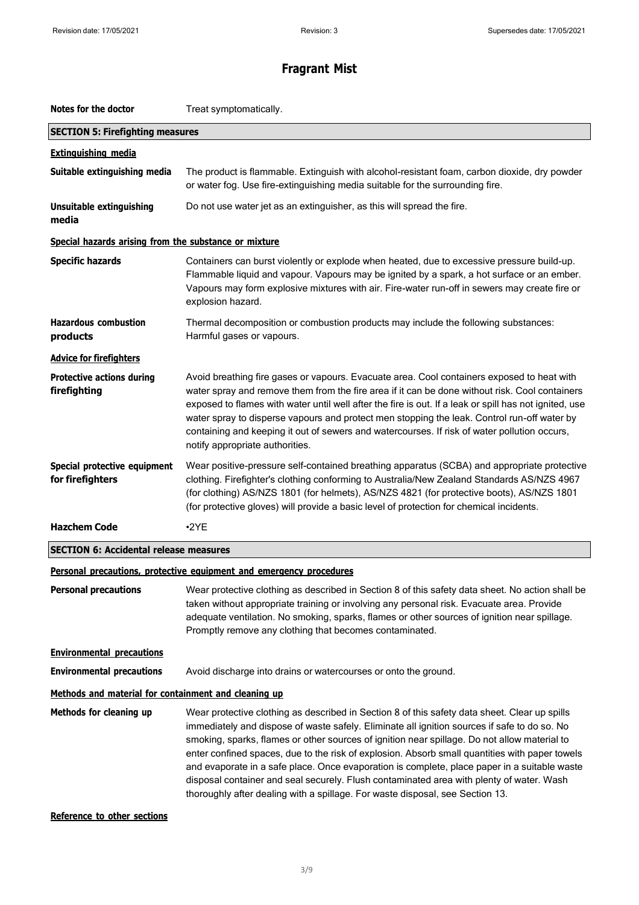**Notes for the doctor** Treat symptomatically.

## SECTION 5: Firefighting measures

### Extinguishing media

**Suitable extinguishing media** The product is flammable. Extinguish with alcohol-resistant foam, carbon dioxide, dry powder or water fog. Use fire-extinguishing media suitable for the surrounding fire.

**Unsuitable extinguishing media** Do not use water jet as an extinguisher, as this will spread the fire.

### Special hazards arising from the substance or mixture

**Specific hazards** Containers can burst violently or explode when heated, due to excessive pressure build-up. Flammable liquid and vapour. Vapours may be ignited by a spark, a hot surface or an ember. Vapours may form explosive mixtures with air. Fire-water run-off in sewers may create fire or explosion hazard.

**Hazardous combustion products** Thermal decomposition or combustion products may include the following substances: Harmful gases or vapours.

### Advice for firefighters

**Protective actions during firefighting** Avoid breathing fire gases or vapours. Evacuate area. Cool containers exposed to heat with water spray and remove them from the fire area if it can be done without risk. Cool containers exposed to flames with water until well after the fire is out. If a leak or spill has not ignited, use water spray to disperse vapours and protect men stopping the leak. Control run-off water by containing and keeping it out of sewers and watercourses. If risk of water pollution occurs, notify appropriate authorities.

**Special protective equipment for firefighters** Wear positive-pressure self-contained breathing apparatus (SCBA) and appropriate protective clothing. Firefighter's clothing conforming to Australia/New Zealand Standards AS/NZS 4967 (for clothing) AS/NZS 1801 (for helmets), AS/NZS 4821 (for protective boots), AS/NZS 1801 (for protective gloves) will provide a basic level of protection for chemical incidents.

**Hazchem Code** •2YE

## SECTION 6: Accidental release measures

### Personal precautions, protective equipment and emergency procedures

**Personal precautions** Wear protective clothing as described in Section 8 of this safety data sheet. No action shall be taken without appropriate training or involving any personal risk. Evacuate area. Provide adequate ventilation. No smoking, sparks, flames or other sources of ignition near spillage. Promptly remove any clothing that becomes contaminated.

### Environmental precautions

**Environmental precautions** Avoid discharge into drains or watercourses or onto the ground.

### Methods and material for containment and cleaning up

**Methods for cleaning up** Wear protective clothing as described in Section 8 of this safety data sheet. Clear up spills immediately and dispose of waste safely. Eliminate all ignition sources if safe to do so. No smoking, sparks, flames or other sources of ignition near spillage. Do not allow material to enter confined spaces, due to the risk of explosion. Absorb small quantities with paper towels and evaporate in a safe place. Once evaporation is complete, place paper in a suitable waste disposal container and seal securely. Flush contaminated area with plenty of water. Wash thoroughly after dealing with a spillage. For waste disposal, see Section 13.

### Reference to other sections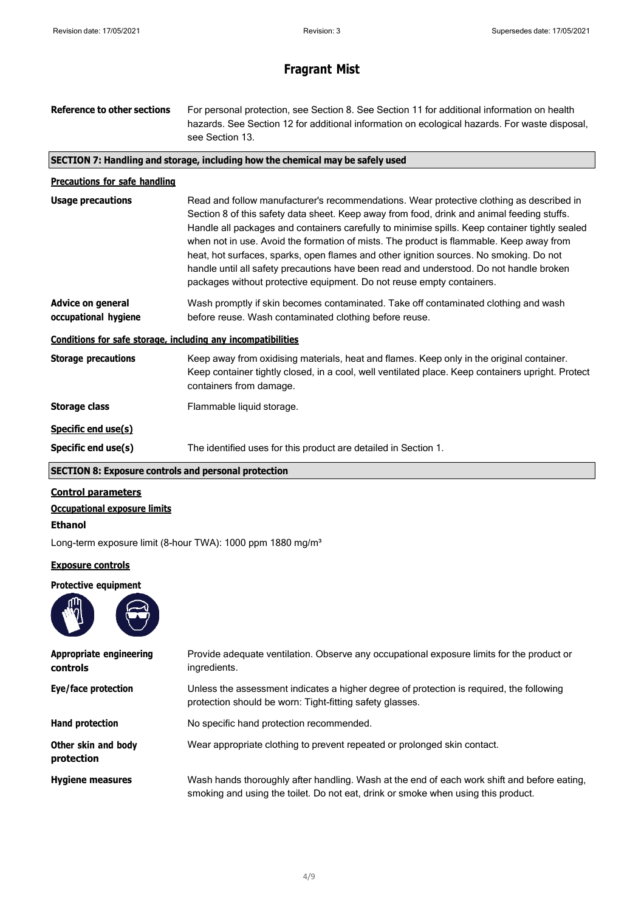# Fragrant Mist

| | |
|---|---|
| **Reference to other sections** | For personal protection, see Section 8. See Section 11 for additional information on health hazards. See Section 12 for additional information on ecological hazards. For waste disposal, see Section 13. |

## SECTION 7: Handling and storage, including how the chemical may be safely used

### Precautions for safe handling

| | |
|---|---|
| **Usage precautions** | Read and follow manufacturer's recommendations. Wear protective clothing as described in Section 8 of this safety data sheet. Keep away from food, drink and animal feeding stuffs. Handle all packages and containers carefully to minimise spills. Keep container tightly sealed when not in use. Avoid the formation of mists. The product is flammable. Keep away from heat, hot surfaces, sparks, open flames and other ignition sources. No smoking. Do not handle until all safety precautions have been read and understood. Do not handle broken packages without protective equipment. Do not reuse empty containers. |
| **Advice on general occupational hygiene** | Wash promptly if skin becomes contaminated. Take off contaminated clothing and wash before reuse. Wash contaminated clothing before reuse. |

### Conditions for safe storage, including any incompatibilities

| | |
|---|---|
| **Storage precautions** | Keep away from oxidising materials, heat and flames. Keep only in the original container. Keep container tightly closed, in a cool, well ventilated place. Keep containers upright. Protect containers from damage. |
| **Storage class** | Flammable liquid storage. |

### Specific end use(s)

| | |
|---|---|
| **Specific end use(s)** | The identified uses for this product are detailed in Section 1. |

## SECTION 8: Exposure controls and personal protection

### Control parameters

#### Occupational exposure limits

**Ethanol**

Long-term exposure limit (8-hour TWA): 1000 ppm 1880 mg/m³

### Exposure controls

**Protective equipment**

| | |
|---|---|
| **Appropriate engineering controls** | Provide adequate ventilation. Observe any occupational exposure limits for the product or ingredients. |
| **Eye/face protection** | Unless the assessment indicates a higher degree of protection is required, the following protection should be worn: Tight-fitting safety glasses. |
| **Hand protection** | No specific hand protection recommended. |
| **Other skin and body protection** | Wear appropriate clothing to prevent repeated or prolonged skin contact. |
| **Hygiene measures** | Wash hands thoroughly after handling. Wash at the end of each work shift and before eating, smoking and using the toilet. Do not eat, drink or smoke when using this product. |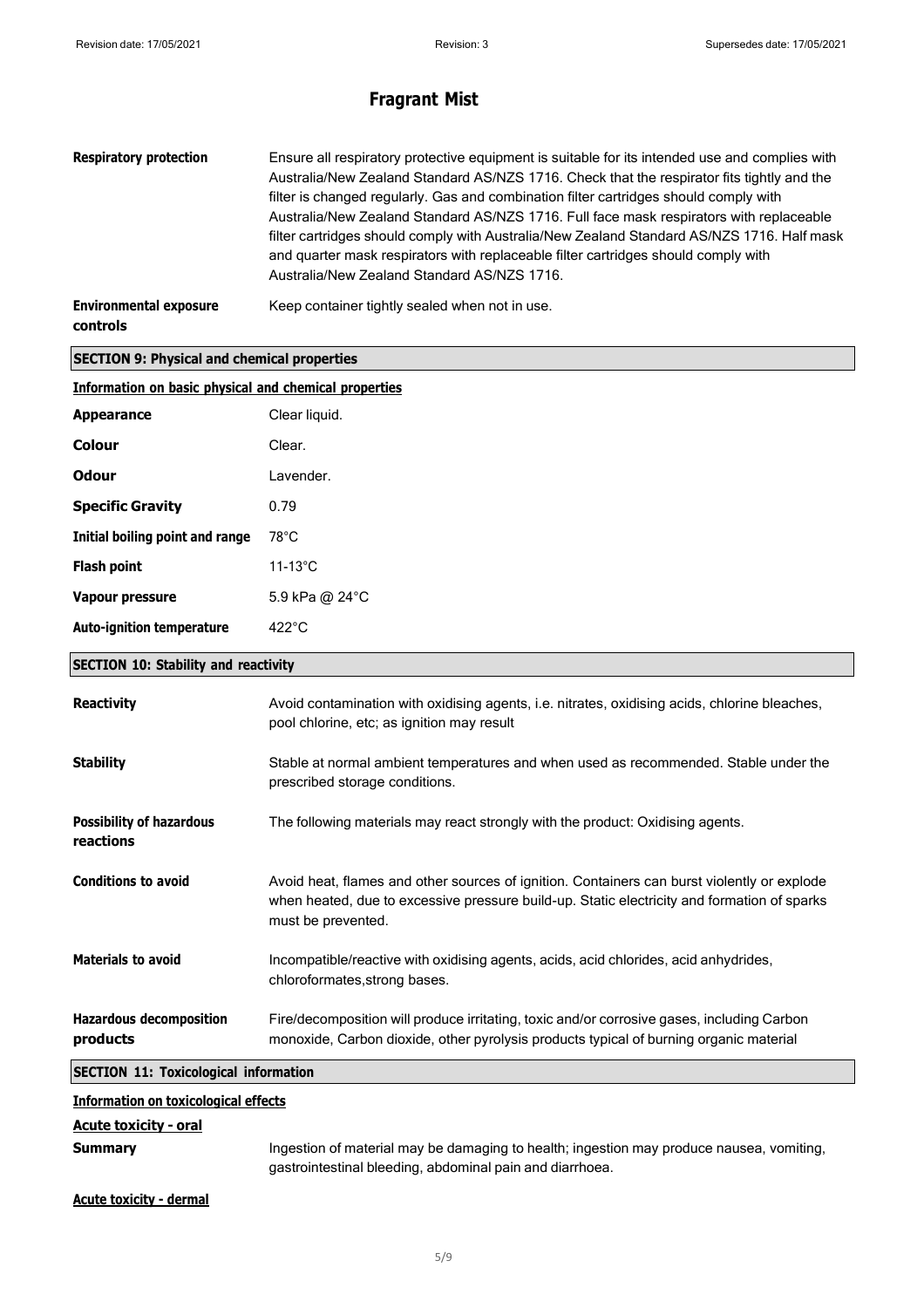**Respiratory protection** Ensure all respiratory protective equipment is suitable for its intended use and complies with Australia/New Zealand Standard AS/NZS 1716. Check that the respirator fits tightly and the filter is changed regularly. Gas and combination filter cartridges should comply with Australia/New Zealand Standard AS/NZS 1716. Full face mask respirators with replaceable filter cartridges should comply with Australia/New Zealand Standard AS/NZS 1716. Half mask and quarter mask respirators with replaceable filter cartridges should comply with Australia/New Zealand Standard AS/NZS 1716.

**Environmental exposure controls** Keep container tightly sealed when not in use.

## SECTION 9: Physical and chemical properties

### Information on basic physical and chemical properties

| | |
|---|---|
| **Appearance** | Clear liquid. |
| **Colour** | Clear. |
| **Odour** | Lavender. |
| **Specific Gravity** | 0.79 |
| **Initial boiling point and range** | 78°C |
| **Flash point** | 11-13°C |
| **Vapour pressure** | 5.9 kPa @ 24°C |
| **Auto-ignition temperature** | 422°C |

## SECTION 10: Stability and reactivity

**Reactivity** Avoid contamination with oxidising agents, i.e. nitrates, oxidising acids, chlorine bleaches, pool chlorine, etc; as ignition may result

**Stability** Stable at normal ambient temperatures and when used as recommended. Stable under the prescribed storage conditions.

**Possibility of hazardous reactions** The following materials may react strongly with the product: Oxidising agents.

**Conditions to avoid** Avoid heat, flames and other sources of ignition. Containers can burst violently or explode when heated, due to excessive pressure build-up. Static electricity and formation of sparks must be prevented.

**Materials to avoid** Incompatible/reactive with oxidising agents, acids, acid chlorides, acid anhydrides, chloroformates,strong bases.

**Hazardous decomposition products** Fire/decomposition will produce irritating, toxic and/or corrosive gases, including Carbon monoxide, Carbon dioxide, other pyrolysis products typical of burning organic material

## SECTION 11: Toxicological information

### Information on toxicological effects

**Acute toxicity - oral**

**Summary** Ingestion of material may be damaging to health; ingestion may produce nausea, vomiting, gastrointestinal bleeding, abdominal pain and diarrhoea.

**Acute toxicity - dermal**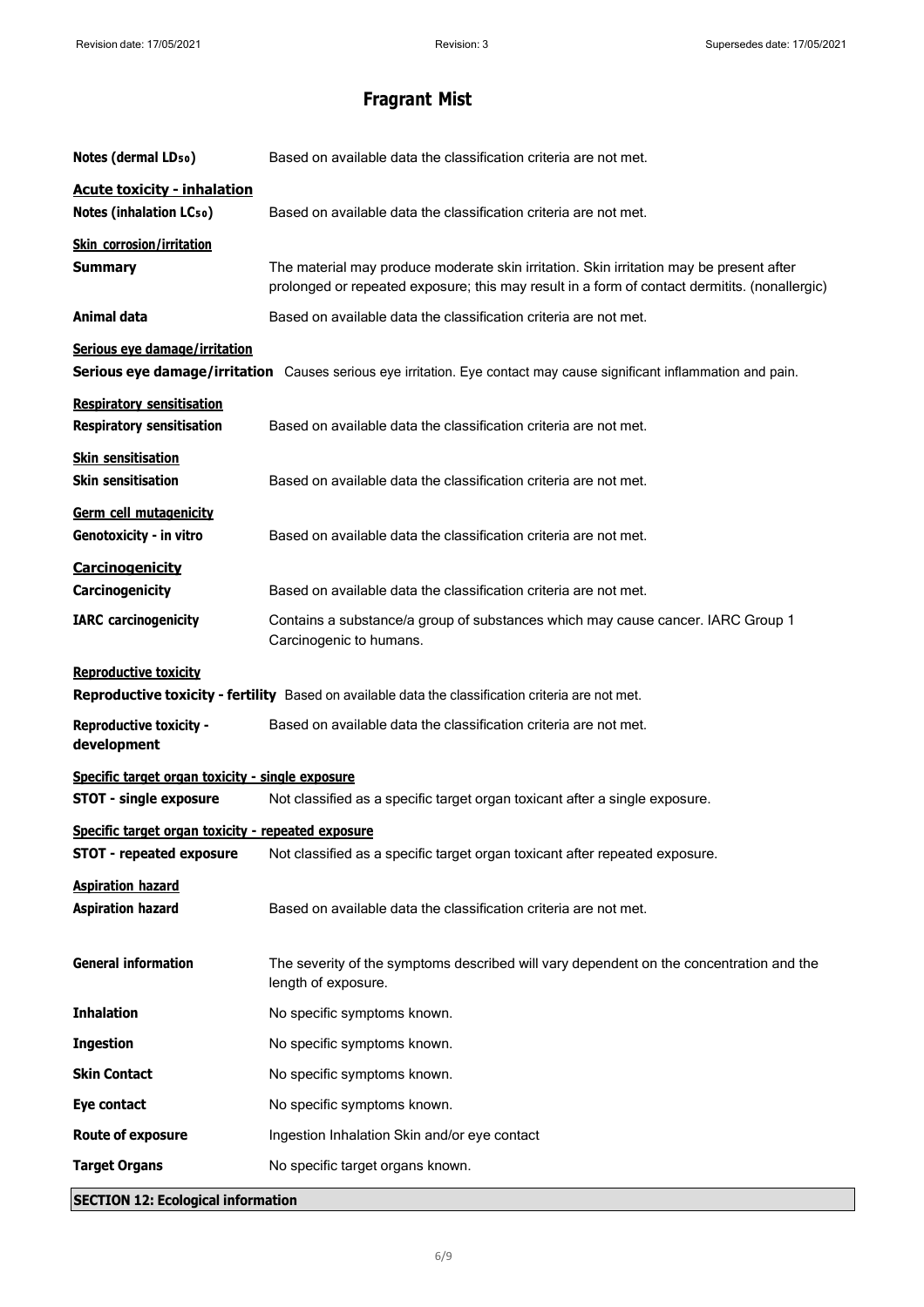# Fragrant Mist

**Notes (dermal $LD_{50}$)** Based on available data the classification criteria are not met.

**Acute toxicity - inhalation**

**Notes (inhalation $LC_{50}$)** Based on available data the classification criteria are not met.

**Skin corrosion/irritation**

**Summary** The material may produce moderate skin irritation. Skin irritation may be present after prolonged or repeated exposure; this may result in a form of contact dermitits. (nonallergic)

**Animal data** Based on available data the classification criteria are not met.

**Serious eye damage/irritation**

**Serious eye damage/irritation** Causes serious eye irritation. Eye contact may cause significant inflammation and pain.

**Respiratory sensitisation**

**Respiratory sensitisation** Based on available data the classification criteria are not met.

**Skin sensitisation**

**Skin sensitisation** Based on available data the classification criteria are not met.

**Germ cell mutagenicity**

**Genotoxicity - in vitro** Based on available data the classification criteria are not met.

**Carcinogenicity**

**Carcinogenicity** Based on available data the classification criteria are not met.

**IARC carcinogenicity** Contains a substance/a group of substances which may cause cancer. IARC Group 1 Carcinogenic to humans.

**Reproductive toxicity**

**Reproductive toxicity - fertility** Based on available data the classification criteria are not met.

**Reproductive toxicity - development** Based on available data the classification criteria are not met.

**Specific target organ toxicity - single exposure**

**STOT - single exposure** Not classified as a specific target organ toxicant after a single exposure.

**Specific target organ toxicity - repeated exposure**

**STOT - repeated exposure** Not classified as a specific target organ toxicant after repeated exposure.

**Aspiration hazard**

**Aspiration hazard** Based on available data the classification criteria are not met.

**General information** The severity of the symptoms described will vary dependent on the concentration and the length of exposure.

**Inhalation** No specific symptoms known.

**Ingestion** No specific symptoms known.

**Skin Contact** No specific symptoms known.

**Eye contact** No specific symptoms known.

**Route of exposure** Ingestion Inhalation Skin and/or eye contact

**Target Organs** No specific target organs known.

## SECTION 12: Ecological information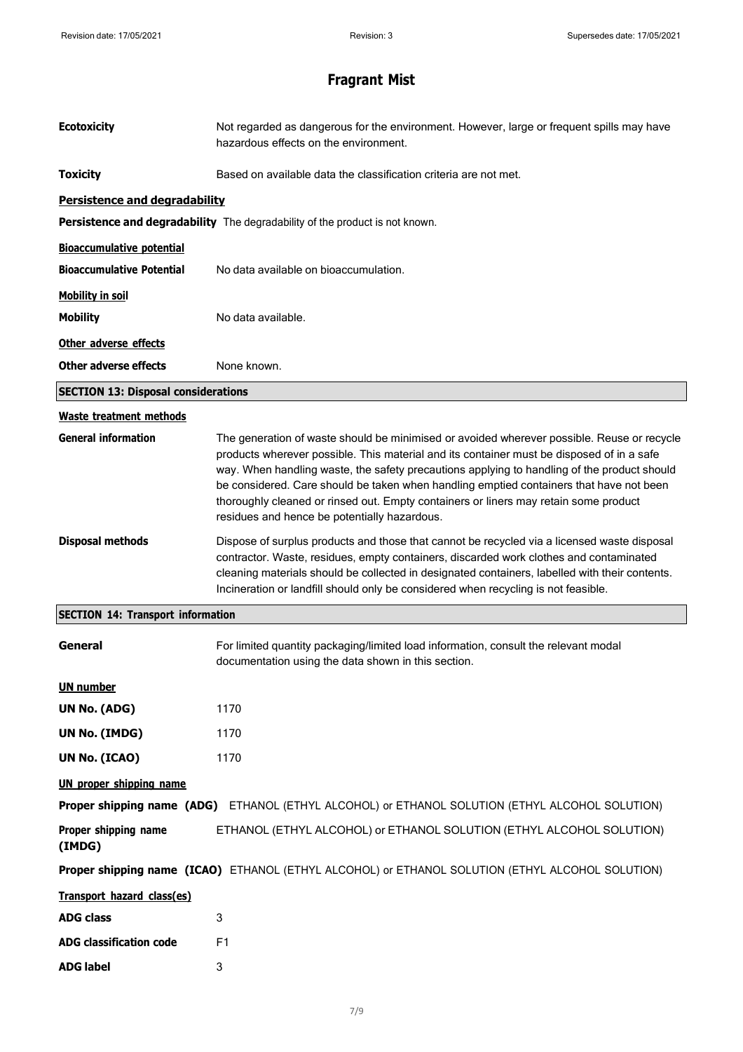# Fragrant Mist

**Ecotoxicity** Not regarded as dangerous for the environment. However, large or frequent spills may have hazardous effects on the environment.

**Toxicity** Based on available data the classification criteria are not met.

### Persistence and degradability

**Persistence and degradability** The degradability of the product is not known.

### Bioaccumulative potential

**Bioaccumulative Potential** No data available on bioaccumulation.

### Mobility in soil

**Mobility** No data available.

### Other adverse effects

**Other adverse effects** None known.

## SECTION 13: Disposal considerations

### Waste treatment methods

**General information** The generation of waste should be minimised or avoided wherever possible. Reuse or recycle products wherever possible. This material and its container must be disposed of in a safe way. When handling waste, the safety precautions applying to handling of the product should be considered. Care should be taken when handling emptied containers that have not been thoroughly cleaned or rinsed out. Empty containers or liners may retain some product residues and hence be potentially hazardous.

**Disposal methods** Dispose of surplus products and those that cannot be recycled via a licensed waste disposal contractor. Waste, residues, empty containers, discarded work clothes and contaminated cleaning materials should be collected in designated containers, labelled with their contents. Incineration or landfill should only be considered when recycling is not feasible.

## SECTION 14: Transport information

**General** For limited quantity packaging/limited load information, consult the relevant modal documentation using the data shown in this section.

### UN number

**UN No. (ADG)** 1170

**UN No. (IMDG)** 1170

**UN No. (ICAO)** 1170

### UN proper shipping name

**Proper shipping name (ADG)** ETHANOL (ETHYL ALCOHOL) or ETHANOL SOLUTION (ETHYL ALCOHOL SOLUTION)

**Proper shipping name (IMDG)** ETHANOL (ETHYL ALCOHOL) or ETHANOL SOLUTION (ETHYL ALCOHOL SOLUTION)

**Proper shipping name (ICAO)** ETHANOL (ETHYL ALCOHOL) or ETHANOL SOLUTION (ETHYL ALCOHOL SOLUTION)

### Transport hazard class(es)

**ADG class** 3

**ADG classification code** F1

**ADG label** 3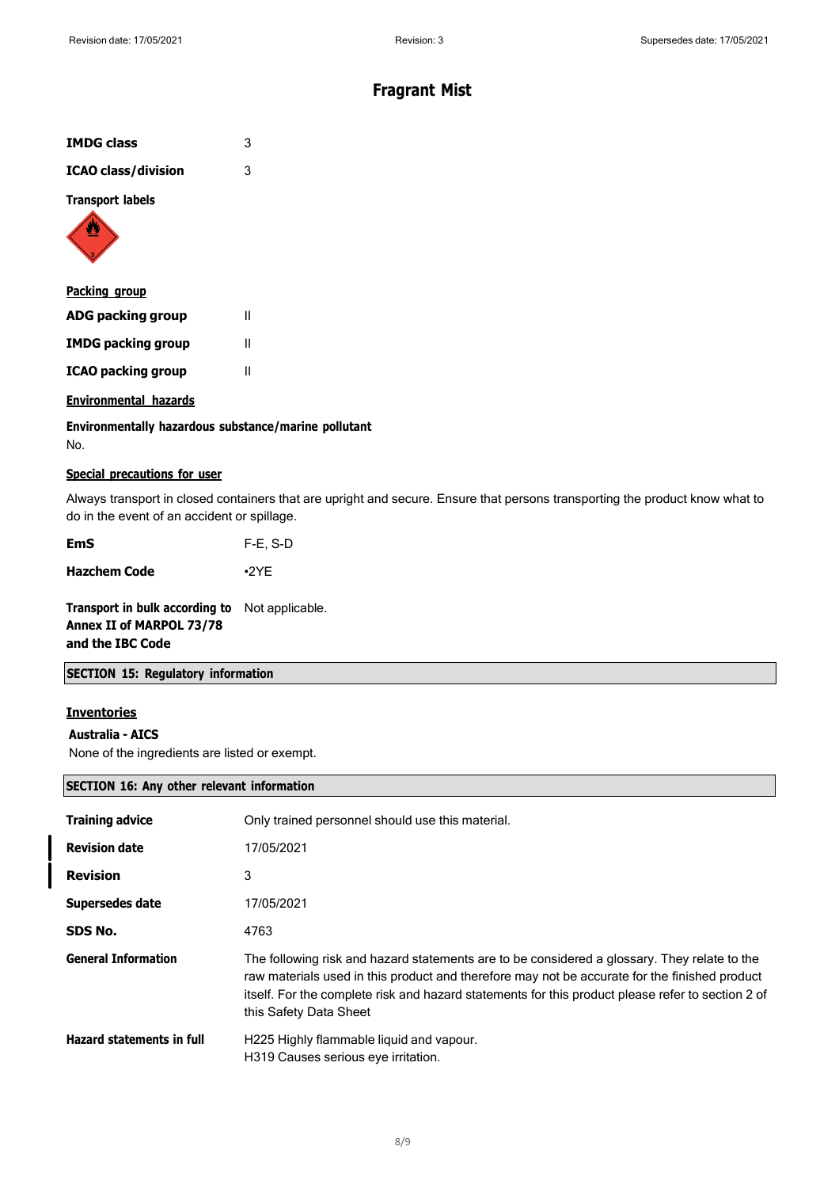# Fragrant Mist

| | |
|---|---|
| **IMDG class** | 3 |
| **ICAO class/division** | 3 |

**Transport labels**

**Packing group**

| | |
|---|---|
| **ADG packing group** | II |
| **IMDG packing group** | II |
| **ICAO packing group** | II |

**Environmental hazards**

**Environmentally hazardous substance/marine pollutant**

No.

**Special precautions for user**

Always transport in closed containers that are upright and secure. Ensure that persons transporting the product know what to do in the event of an accident or spillage.

| | |
|---|---|
| **EmS** | F-E, S-D |
| **Hazchem Code** | •2YE |
| **Transport in bulk according to Annex II of MARPOL 73/78 and the IBC Code** | Not applicable. |

## SECTION 15: Regulatory information

**Inventories**

**Australia - AICS**

None of the ingredients are listed or exempt.

## SECTION 16: Any other relevant information

| | |
|---|---|
| **Training advice** | Only trained personnel should use this material. |
| **Revision date** | 17/05/2021 |
| **Revision** | 3 |
| **Supersedes date** | 17/05/2021 |
| **SDS No.** | 4763 |
| **General Information** | The following risk and hazard statements are to be considered a glossary. They relate to the raw materials used in this product and therefore may not be accurate for the finished product itself. For the complete risk and hazard statements for this product please refer to section 2 of this Safety Data Sheet |
| **Hazard statements in full** | H225 Highly flammable liquid and vapour.<br>H319 Causes serious eye irritation. |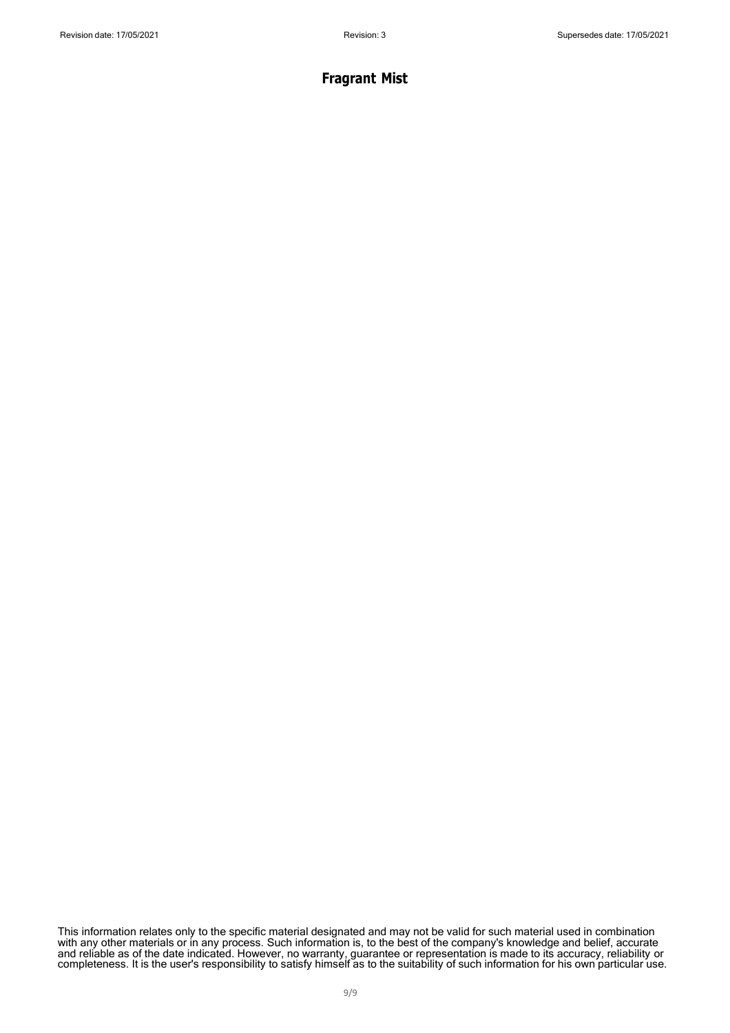This information relates only to the specific material designated and may not be valid for such material used in combination with any other materials or in any process. Such information is, to the best of the company's knowledge and belief, accurate and reliable as of the date indicated. However, no warranty, guarantee or representation is made to its accuracy, reliability or completeness. It is the user's responsibility to satisfy himself as to the suitability of such information for his own particular use.